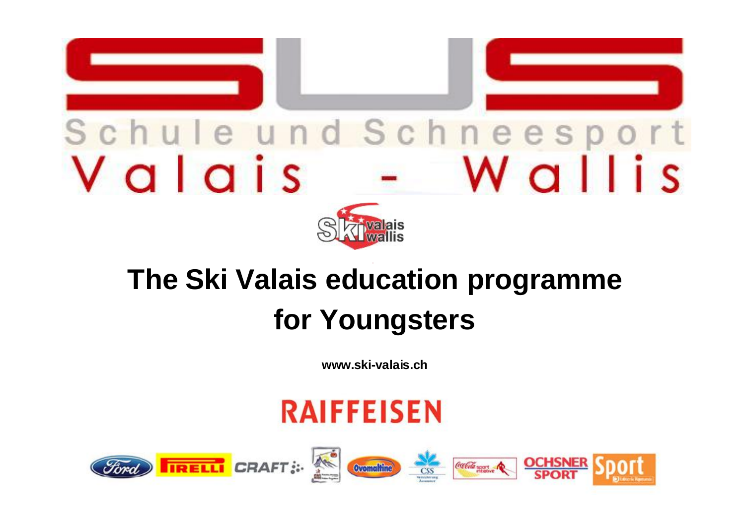# Schule und Schneesport

## Valais - Wallis

# The Ski Valais education programme for Youngsters

**www.ski-valais.ch**

RAIFFEISEN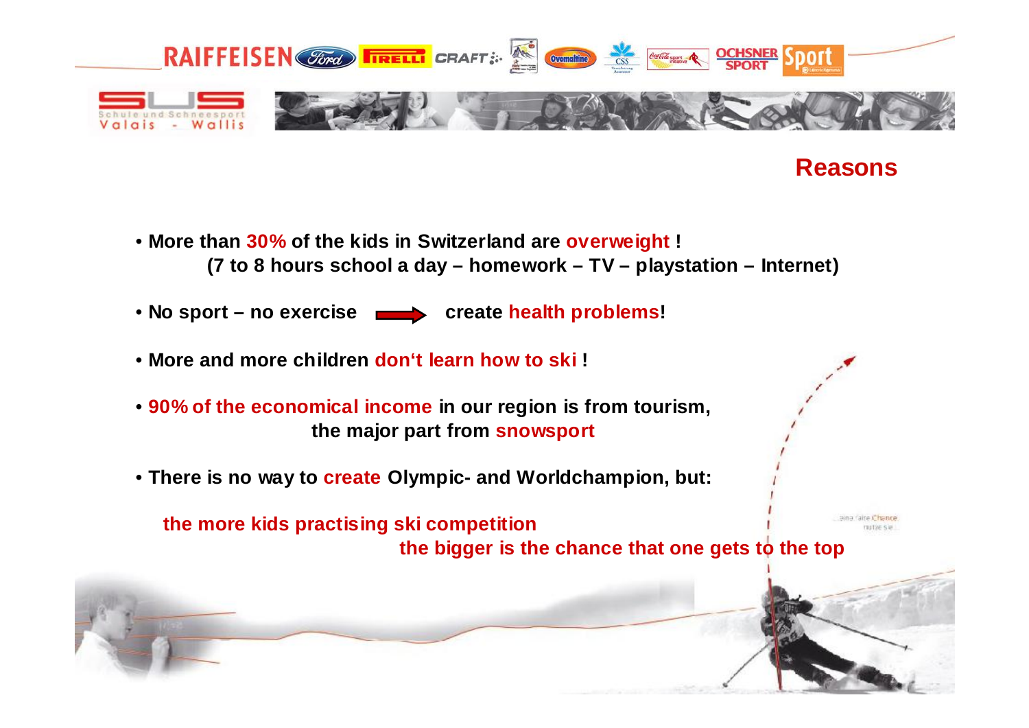## Reasons

- **More than 30% of the kids in Switzerland are overweight !**
  **(7 to 8 hours school a day – homework – TV – playstation – Internet)**
- **No sport – no exercise → create health problems!**
- **More and more children don't learn how to ski !**
- **90% of the economical income in our region is from tourism, the major part from snowsport**
- **There is no way to create Olympic- and Worldchampion, but:**

**the more kids practising ski competition the bigger is the chance that one gets to the top**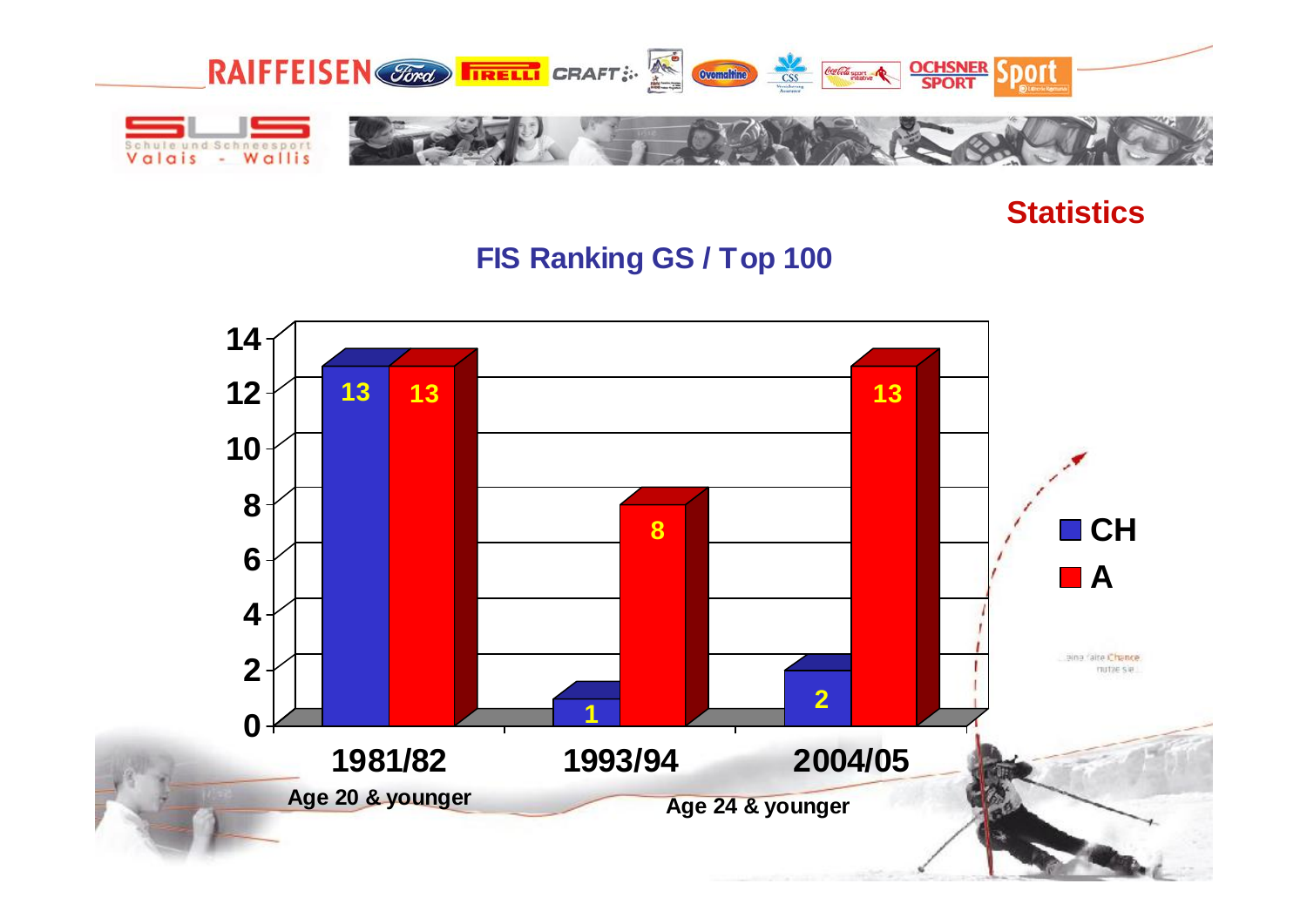## Statistics

### FIS Ranking GS / Top 100

| Season | CH | A |
|---|---|---|
| 1981/82 (Age 20 & younger) | 13 | 13 |
| 1993/94 (Age 24 & younger) | 1 | 8 |
| 2004/05 (Age 24 & younger) | 2 | 13 |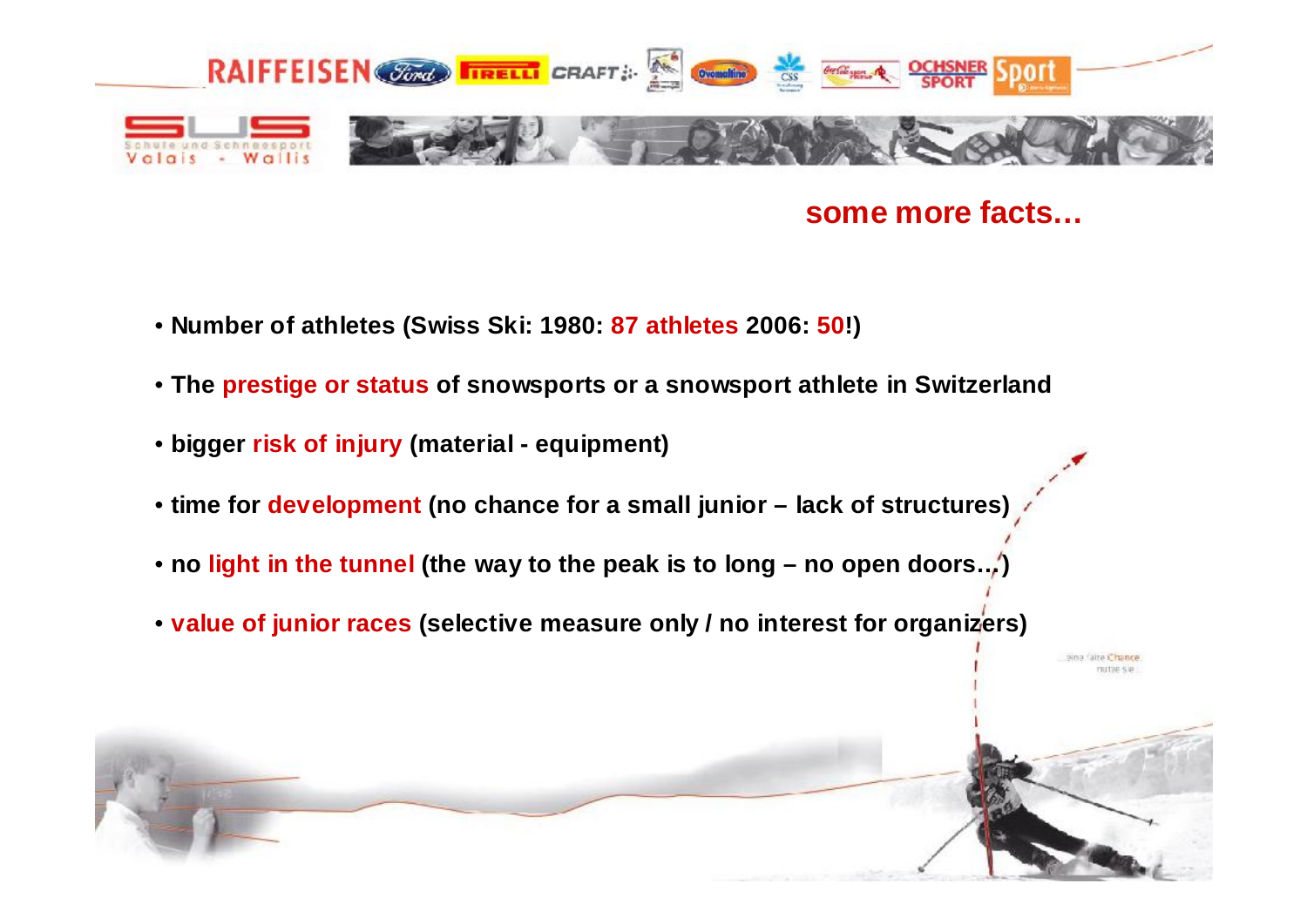## some more facts…

- **Number of athletes (Swiss Ski: 1980: 87 athletes 2006: 50!)**
- **The prestige or status of snowsports or a snowsport athlete in Switzerland**
- **bigger risk of injury (material - equipment)**
- **time for development (no chance for a small junior – lack of structures)**
- **no light in the tunnel (the way to the peak is to long – no open doors…)**
- **value of junior races (selective measure only / no interest for organizers)**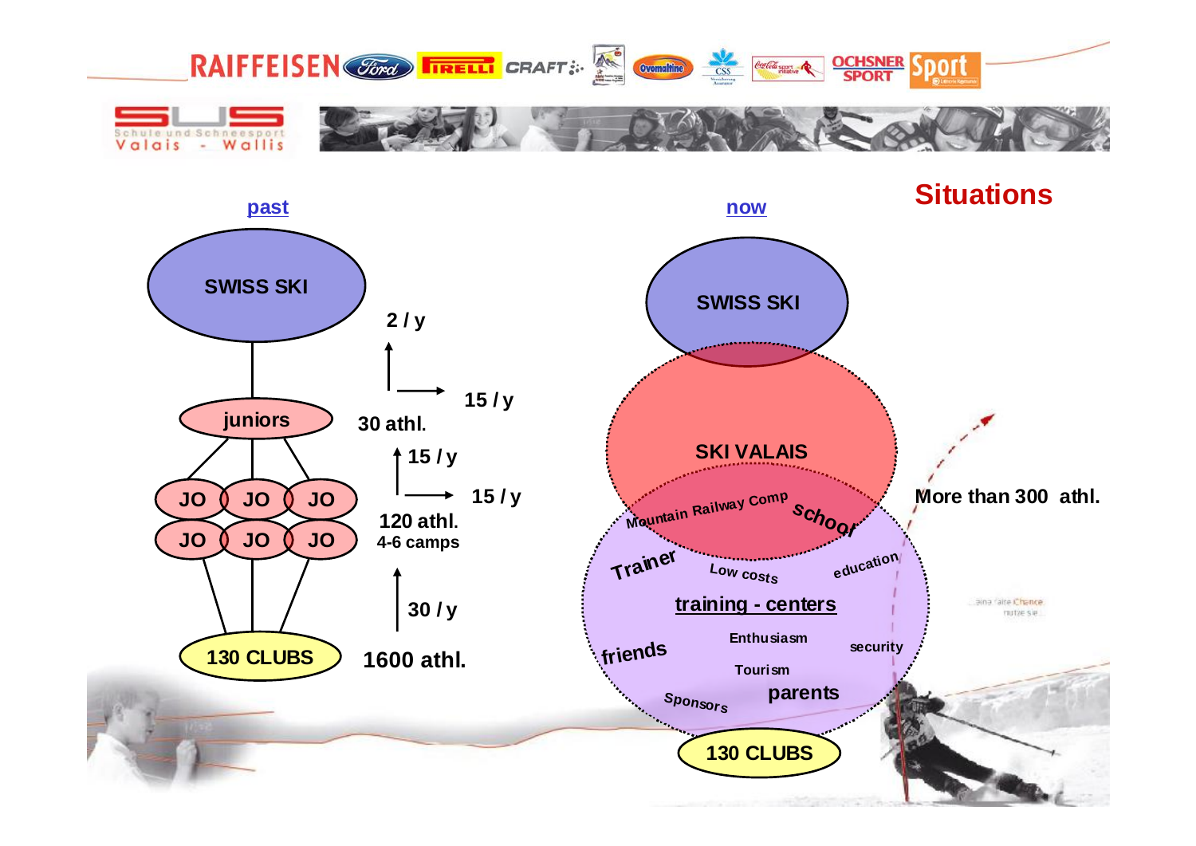RAIFFEISEN Ford PIRELLI CRAFT Ovomaltine CSS Coca-Cola OCHSNER SPORT Sport

SUS Schule und Schneesport Valais - Wallis

# Situations

## past

SWISS SKI

2 / y

15 / y

juniors

30 athl.

15 / y

15 / y

JO JO JO

JO JO JO

120 athl.
4-6 camps

30 / y

130 CLUBS

1600 athl.

## now

SWISS SKI

SKI VALAIS

Mountain Railway Comp

School

Trainer

Low costs

education

training - centers

Enthusiasm

friends

security

Tourism

Sponsors

parents

130 CLUBS

More than 300 athl.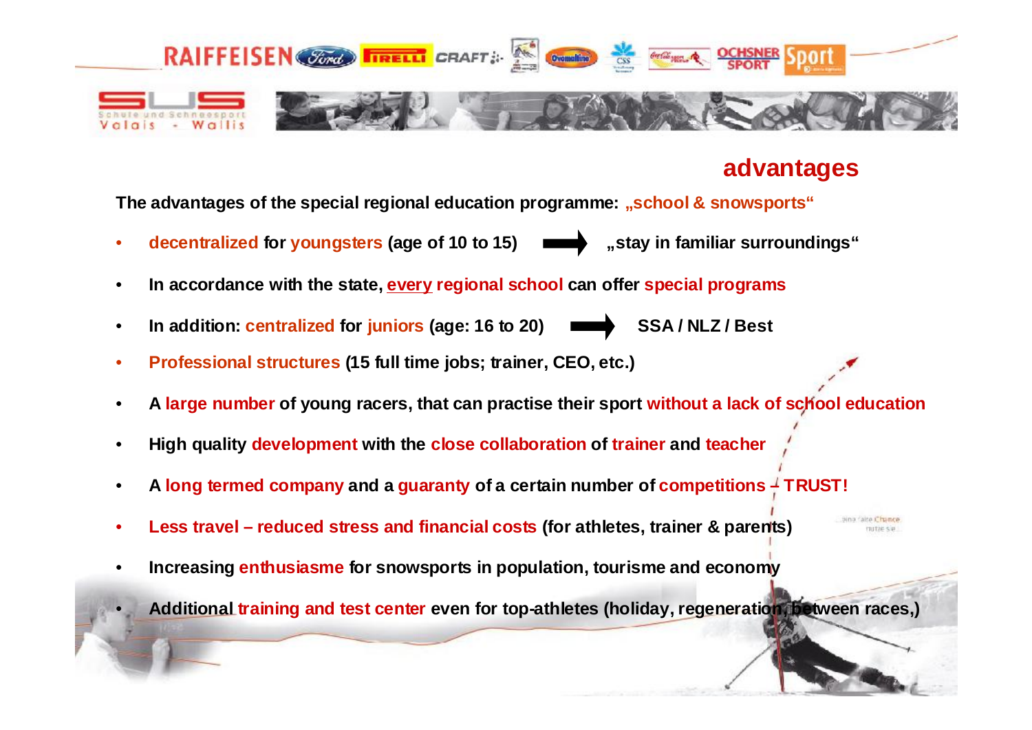## advantages

**The advantages of the special regional education programme: „school & snowsports"**

- **decentralized for youngsters (age of 10 to 15)** ➡ **„stay in familiar surroundings"**
- **In accordance with the state, every regional school can offer special programs**
- **In addition: centralized for juniors (age: 16 to 20)** ➡ **SSA / NLZ / Best**
- **Professional structures (15 full time jobs; trainer, CEO, etc.)**
- **A large number of young racers, that can practise their sport without a lack of school education**
- **High quality development with the close collaboration of trainer and teacher**
- **A long termed company and a guaranty of a certain number of competitions – TRUST!**
- **Less travel – reduced stress and financial costs (for athletes, trainer & parents)**
- **Increasing enthusiasme for snowsports in population, tourisme and economy**
- **Additional training and test center even for top-athletes (holiday, regeneration, between races,)**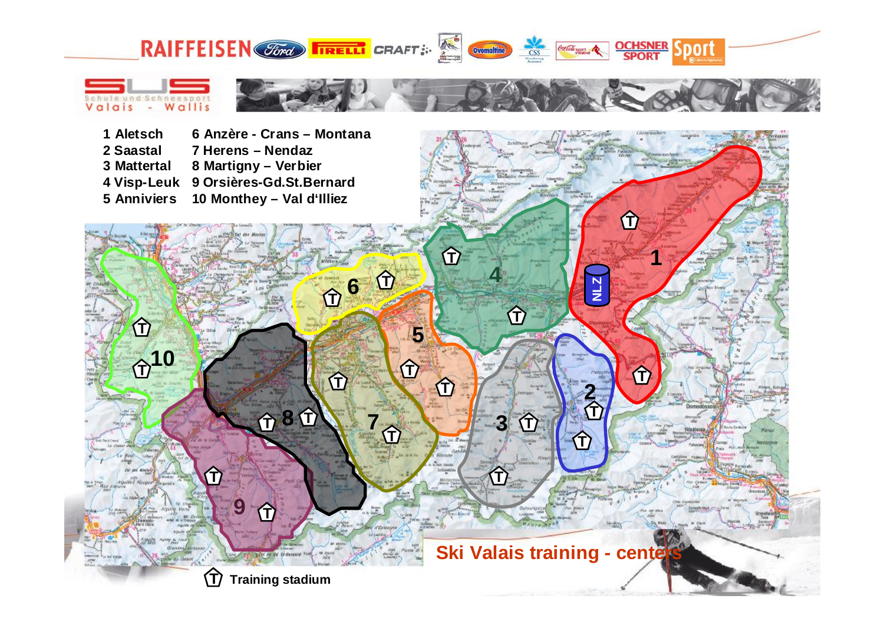1 Aletsch
2 Saastal
3 Mattertal
4 Visp-Leuk
5 Anniviers
6 Anzère - Crans – Montana
7 Herens – Nendaz
8 Martigny – Verbier
9 Orsières-Gd.St.Bernard
10 Monthey – Val d'Illiez

## Ski Valais training - centers

Training stadium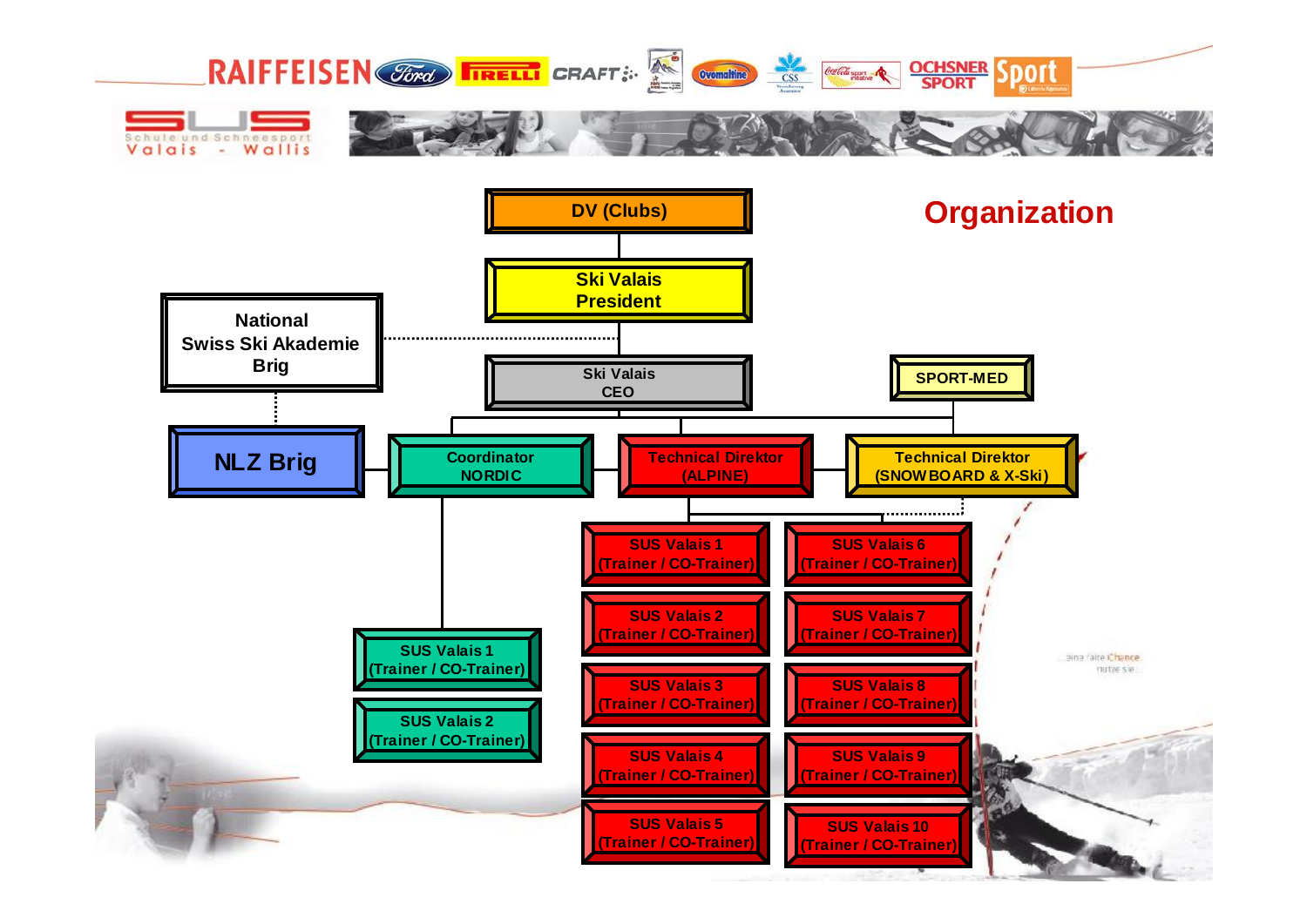# Organization

- DV (Clubs)
  - Ski Valais President
    - National Swiss Ski Akademie Brig
      - NLZ Brig
    - Ski Valais CEO
      - SPORT-MED
      - Coordinator NORDIC
        - SUS Valais 1 (Trainer / CO-Trainer)
        - SUS Valais 2 (Trainer / CO-Trainer)
      - Technical Direktor (ALPINE)
        - SUS Valais 1 (Trainer / CO-Trainer)
        - SUS Valais 2 (Trainer / CO-Trainer)
        - SUS Valais 3 (Trainer / CO-Trainer)
        - SUS Valais 4 (Trainer / CO-Trainer)
        - SUS Valais 5 (Trainer / CO-Trainer)
        - SUS Valais 6 (Trainer / CO-Trainer)
        - SUS Valais 7 (Trainer / CO-Trainer)
        - SUS Valais 8 (Trainer / CO-Trainer)
        - SUS Valais 9 (Trainer / CO-Trainer)
        - SUS Valais 10 (Trainer / CO-Trainer)
      - Technical Direktor (SNOWBOARD & X-Ski)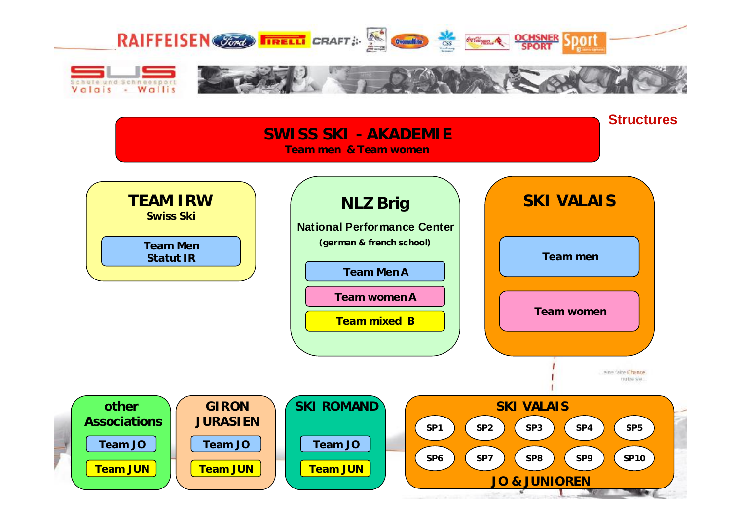RAIFFEISEN · Ford · PIRELLI · CRAFT · Ovomaltine · CSS · Coca-Cola · OCHSNER SPORT · Sport

SUS
Schule und Schneesport
Valais - Wallis

**Structures**

# SWISS SKI - AKADEMIE

**Team men & Team women**

## TEAM IRW

**Swiss Ski**

- Team Men Statut IR

## NLZ Brig

**National Performance Center**

**(german & french school)**

- Team Men A
- Team women A
- Team mixed B

## SKI VALAIS

- Team men
- Team women

## other Associations

- Team JO
- Team JUN

## GIRON JURASIEN

- Team JO
- Team JUN

## SKI ROMAND

- Team JO
- Team JUN

## SKI VALAIS

SP1, SP2, SP3, SP4, SP5, SP6, SP7, SP8, SP9, SP10

**JO & JUNIOREN**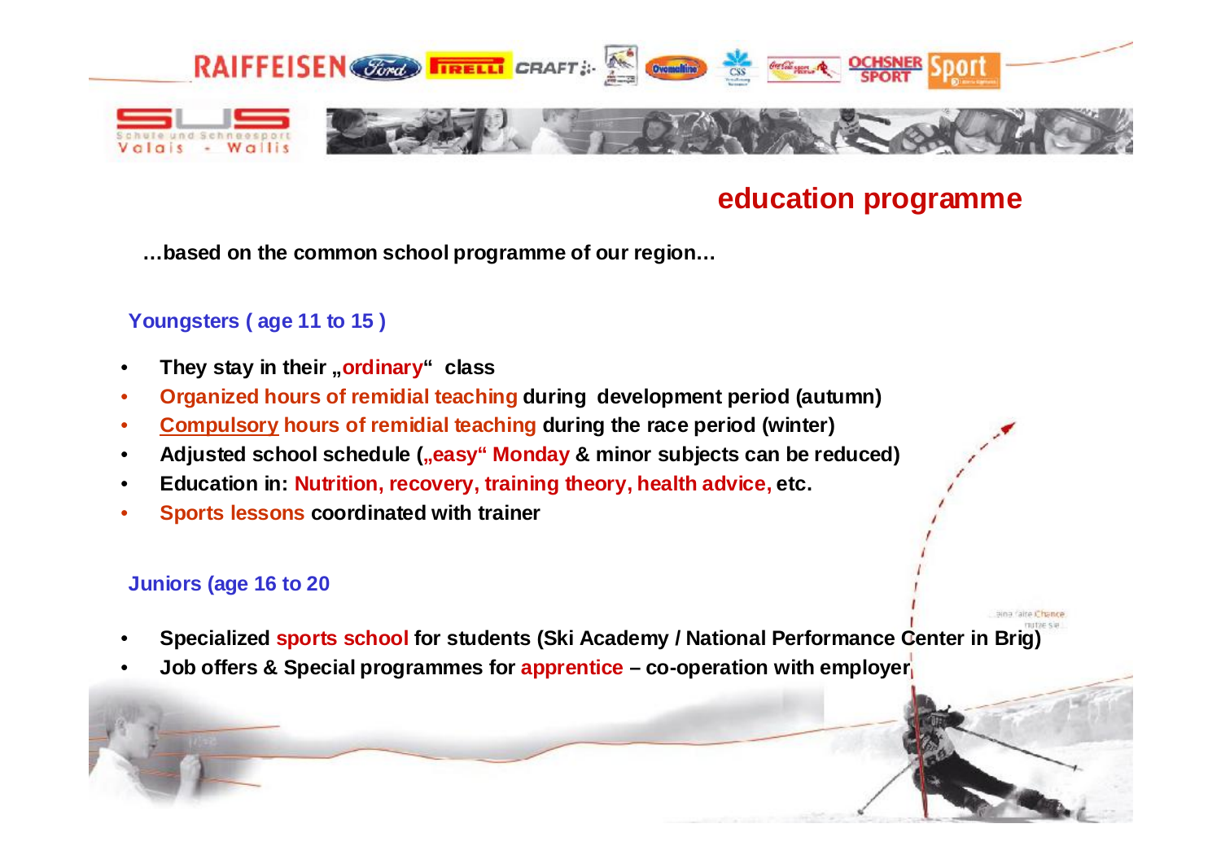## education programme

**…based on the common school programme of our region…**

### Youngsters ( age 11 to 15 )

- **They stay in their „ordinary“ class**
- **Organized hours of remidial teaching during development period (autumn)**
- **Compulsory hours of remidial teaching during the race period (winter)**
- **Adjusted school schedule („easy“ Monday & minor subjects can be reduced)**
- **Education in: Nutrition, recovery, training theory, health advice, etc.**
- **Sports lessons coordinated with trainer**

### Juniors (age 16 to 20

- **Specialized sports school for students (Ski Academy / National Performance Center in Brig)**
- **Job offers & Special programmes for apprentice – co-operation with employer**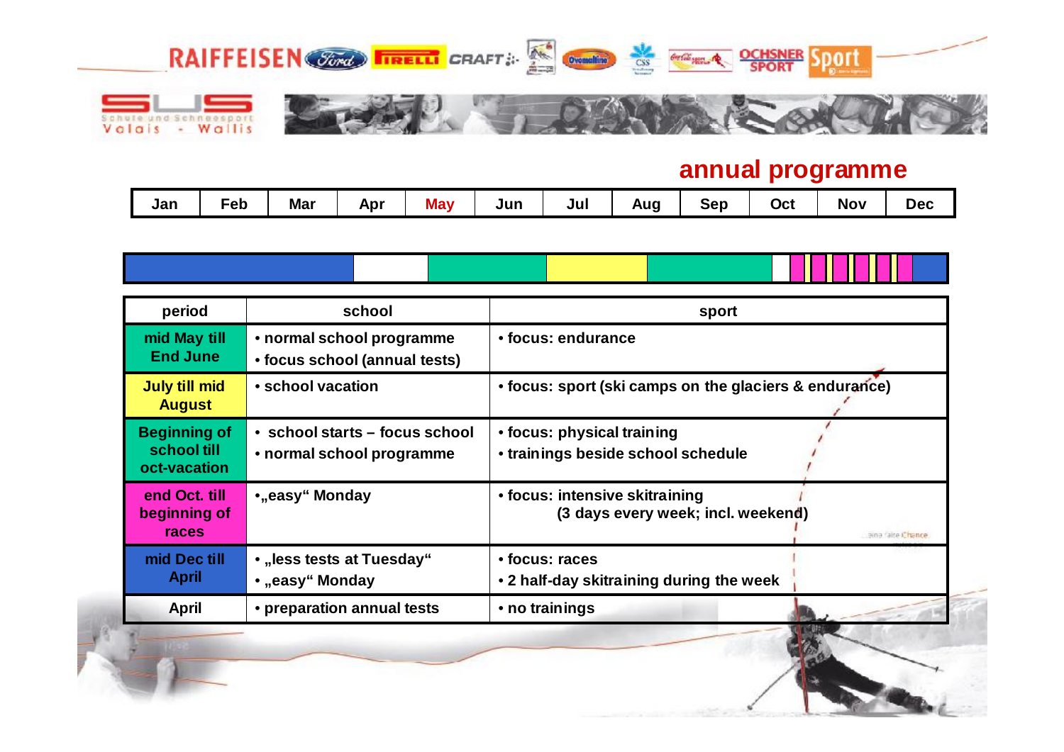## annual programme

| Jan | Feb | Mar | Apr | May | Jun | Jul | Aug | Sep | Oct | Nov | Dec |
|---|---|---|---|---|---|---|---|---|---|---|---|

| period | school | sport |
|---|---|---|
| mid May till End June | • normal school programme<br>• focus school (annual tests) | • focus: endurance |
| July till mid August | • school vacation | • focus: sport (ski camps on the glaciers & endurance) |
| Beginning of school till oct-vacation | • school starts – focus school<br>• normal school programme | • focus: physical training<br>• trainings beside school schedule |
| end Oct. till beginning of races | •„easy" Monday | • focus: intensive skitraining<br>(3 days every week; incl. weekend) |
| mid Dec till April | • „less tests at Tuesday"<br>• „easy" Monday | • focus: races<br>• 2 half-day skitraining during the week |
| April | • preparation annual tests | • no trainings |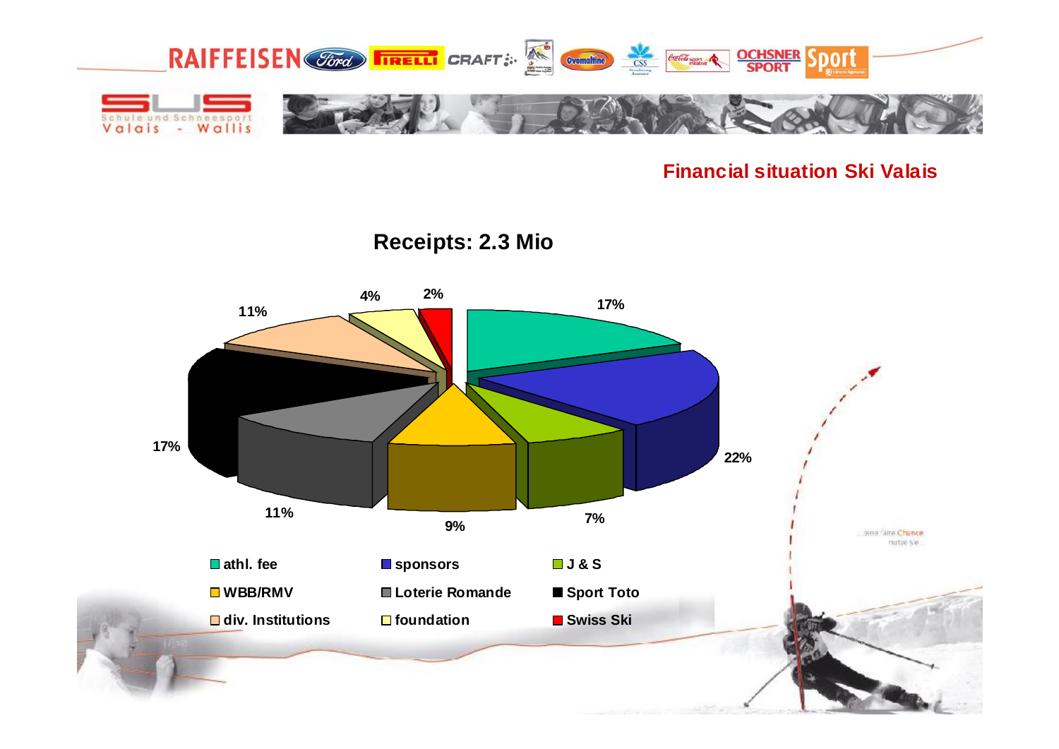## Financial situation Ski Valais

### Receipts: 2.3 Mio

| Category | Share |
|---|---|
| athl. fee | 17% |
| sponsors | 22% |
| J & S | 7% |
| WBB/RMV | 9% |
| Loterie Romande | 11% |
| Sport Toto | 17% |
| div. Institutions | 11% |
| foundation | 4% |
| Swiss Ski | 2% |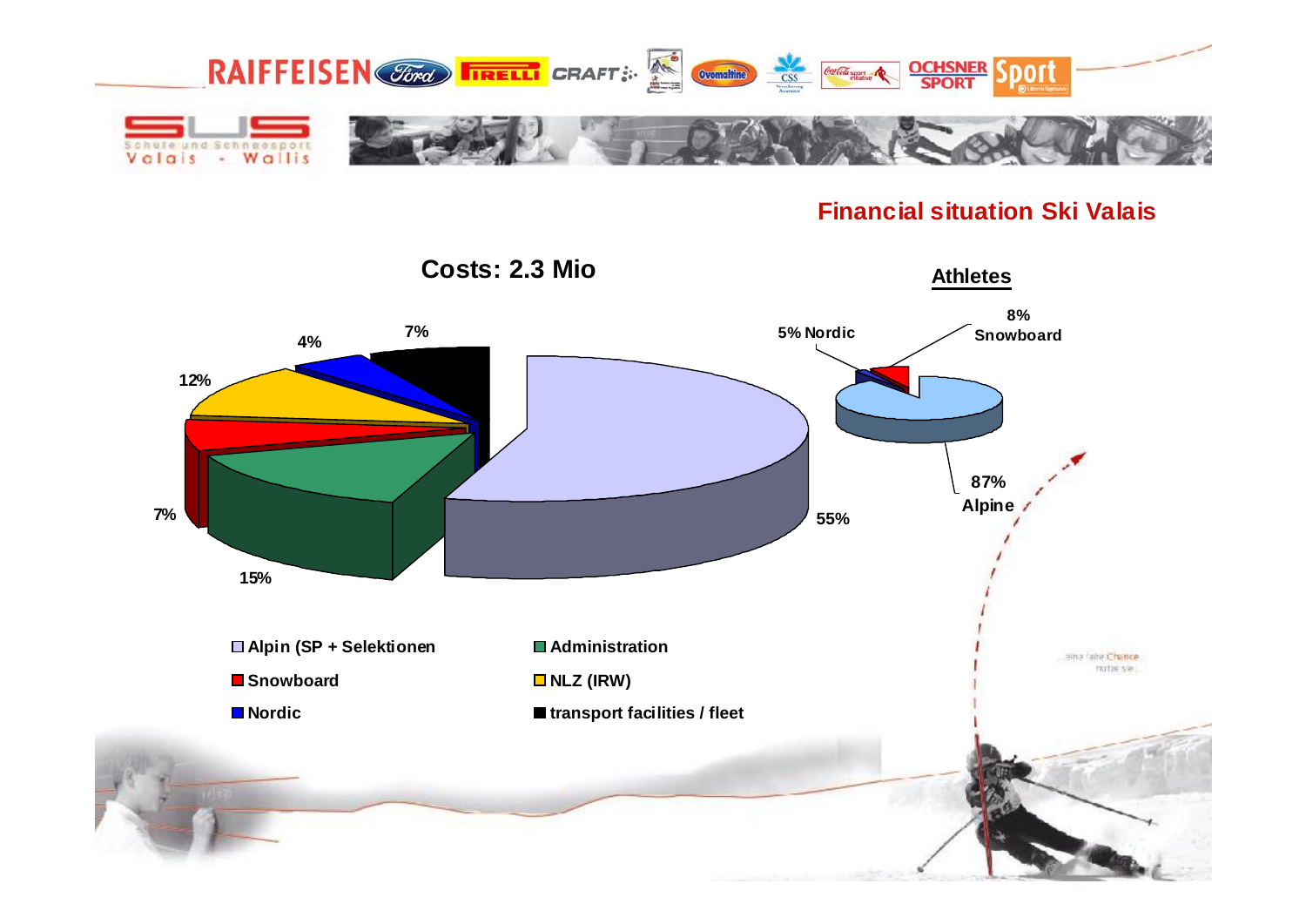## Financial situation Ski Valais

### Costs: 2.3 Mio

| Category | Share |
| --- | --- |
| Alpin (SP + Selektionen | 55% |
| Administration | 15% |
| Snowboard | 7% |
| NLZ (IRW) | 12% |
| Nordic | 4% |
| transport facilities / fleet | 7% |

### Athletes

| Category | Share |
| --- | --- |
| Alpine | 87% |
| Snowboard | 8% |
| Nordic | 5% |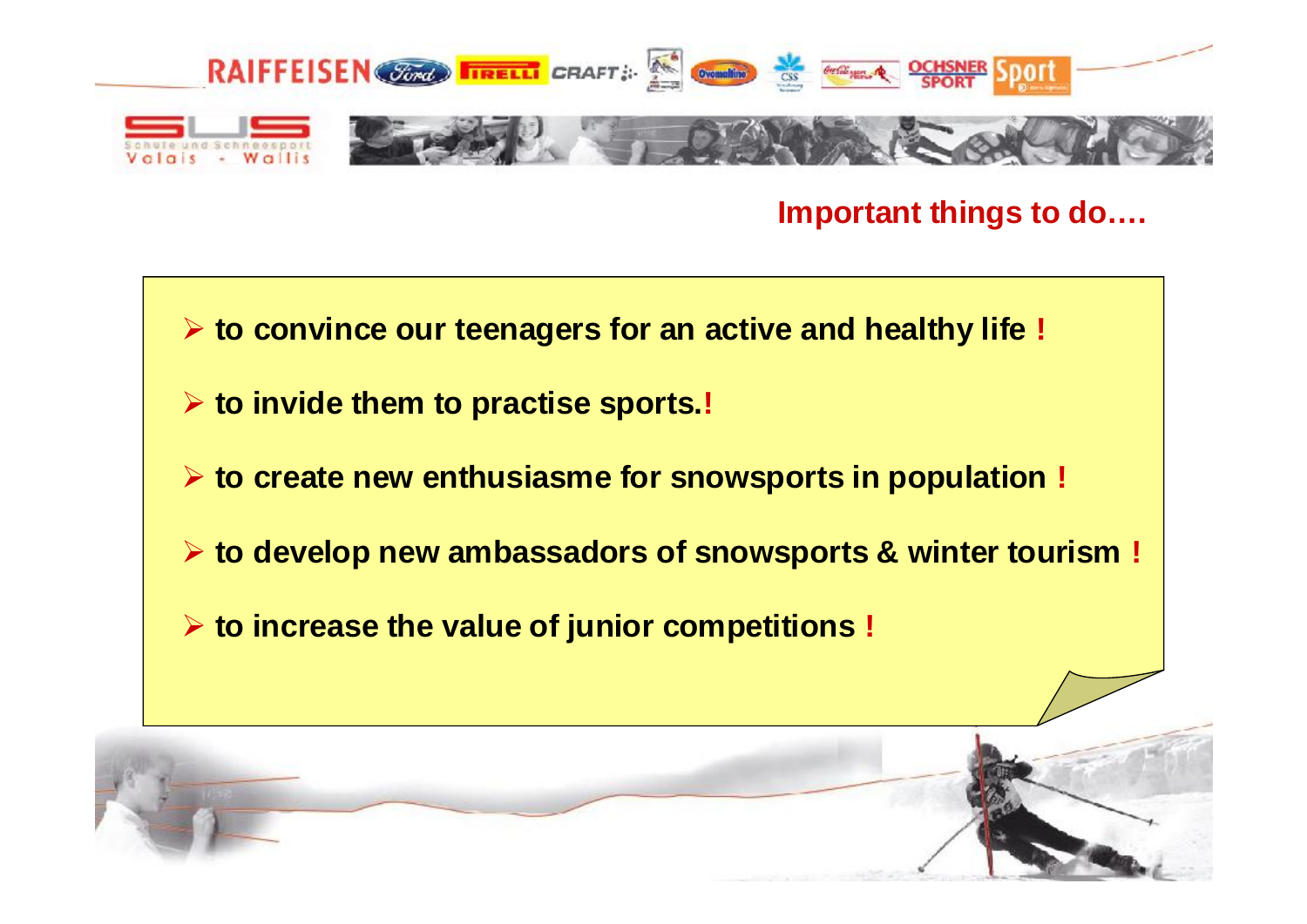## Important things to do….

- to convince our teenagers for an active and healthy life !
- to invide them to practise sports.!
- to create new enthusiasme for snowsports in population !
- to develop new ambassadors of snowsports & winter tourism !
- to increase the value of junior competitions !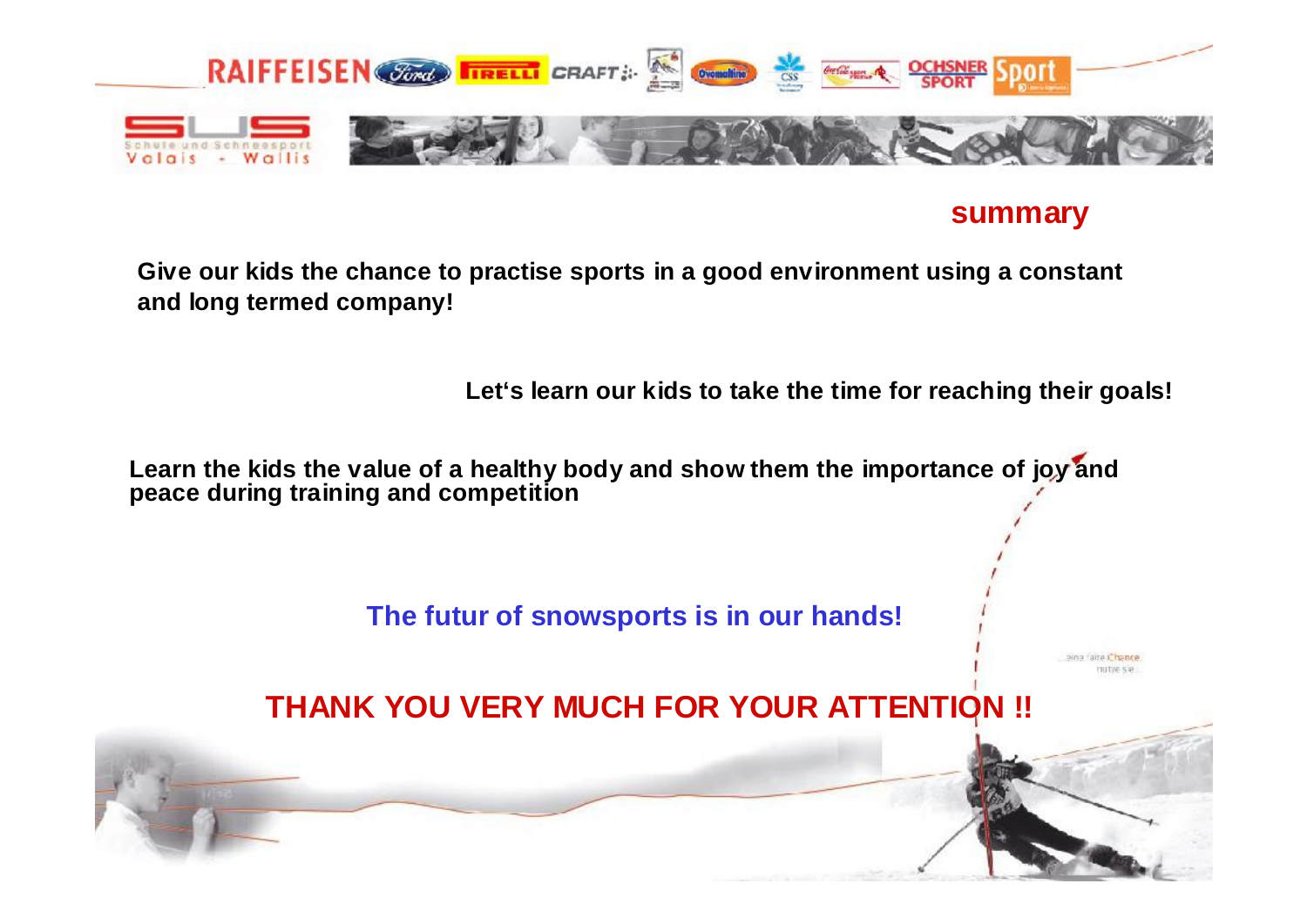## summary

**Give our kids the chance to practise sports in a good environment using a constant and long termed company!**

**Let's learn our kids to take the time for reaching their goals!**

**Learn the kids the value of a healthy body and show them the importance of joy and peace during training and competition**

**The futur of snowsports is in our hands!**

**THANK YOU VERY MUCH FOR YOUR ATTENTION !!**